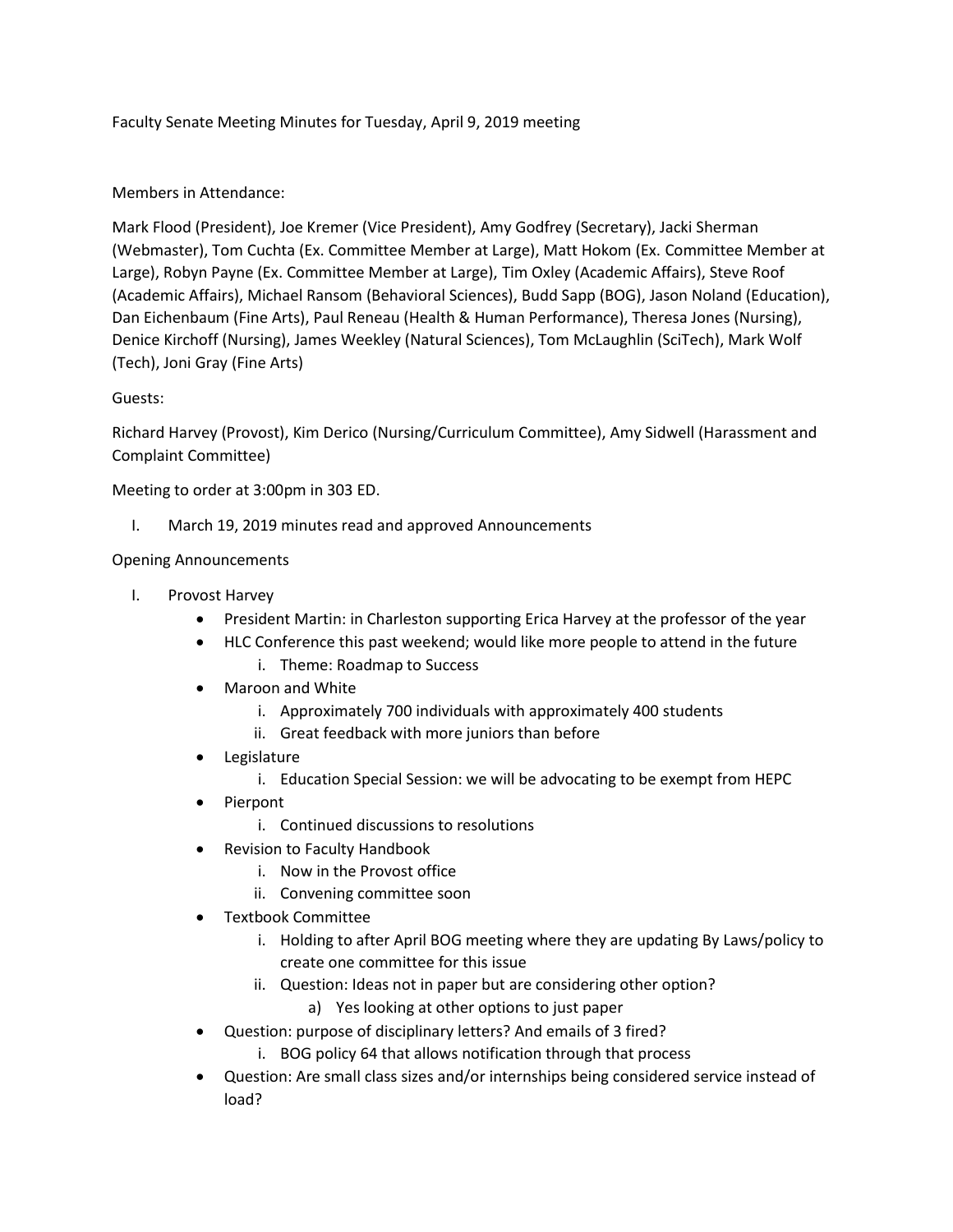Faculty Senate Meeting Minutes for Tuesday, April 9, 2019 meeting

Members in Attendance:

Mark Flood (President), Joe Kremer (Vice President), Amy Godfrey (Secretary), Jacki Sherman (Webmaster), Tom Cuchta (Ex. Committee Member at Large), Matt Hokom (Ex. Committee Member at Large), Robyn Payne (Ex. Committee Member at Large), Tim Oxley (Academic Affairs), Steve Roof (Academic Affairs), Michael Ransom (Behavioral Sciences), Budd Sapp (BOG), Jason Noland (Education), Dan Eichenbaum (Fine Arts), Paul Reneau (Health & Human Performance), Theresa Jones (Nursing), Denice Kirchoff (Nursing), James Weekley (Natural Sciences), Tom McLaughlin (SciTech), Mark Wolf (Tech), Joni Gray (Fine Arts)

Guests:

Richard Harvey (Provost), Kim Derico (Nursing/Curriculum Committee), Amy Sidwell (Harassment and Complaint Committee)

Meeting to order at 3:00pm in 303 ED.

I. March 19, 2019 minutes read and approved Announcements

Opening Announcements

I. Provost Harvey
   - President Martin: in Charleston supporting Erica Harvey at the professor of the year
   - HLC Conference this past weekend; would like more people to attend in the future
     i. Theme: Roadmap to Success
   - Maroon and White
     i. Approximately 700 individuals with approximately 400 students
     ii. Great feedback with more juniors than before
   - Legislature
     i. Education Special Session: we will be advocating to be exempt from HEPC
   - Pierpont
     i. Continued discussions to resolutions
   - Revision to Faculty Handbook
     i. Now in the Provost office
     ii. Convening committee soon
   - Textbook Committee
     i. Holding to after April BOG meeting where they are updating By Laws/policy to create one committee for this issue
     ii. Question: Ideas not in paper but are considering other option?
        a) Yes looking at other options to just paper
   - Question: purpose of disciplinary letters? And emails of 3 fired?
     i. BOG policy 64 that allows notification through that process
   - Question: Are small class sizes and/or internships being considered service instead of load?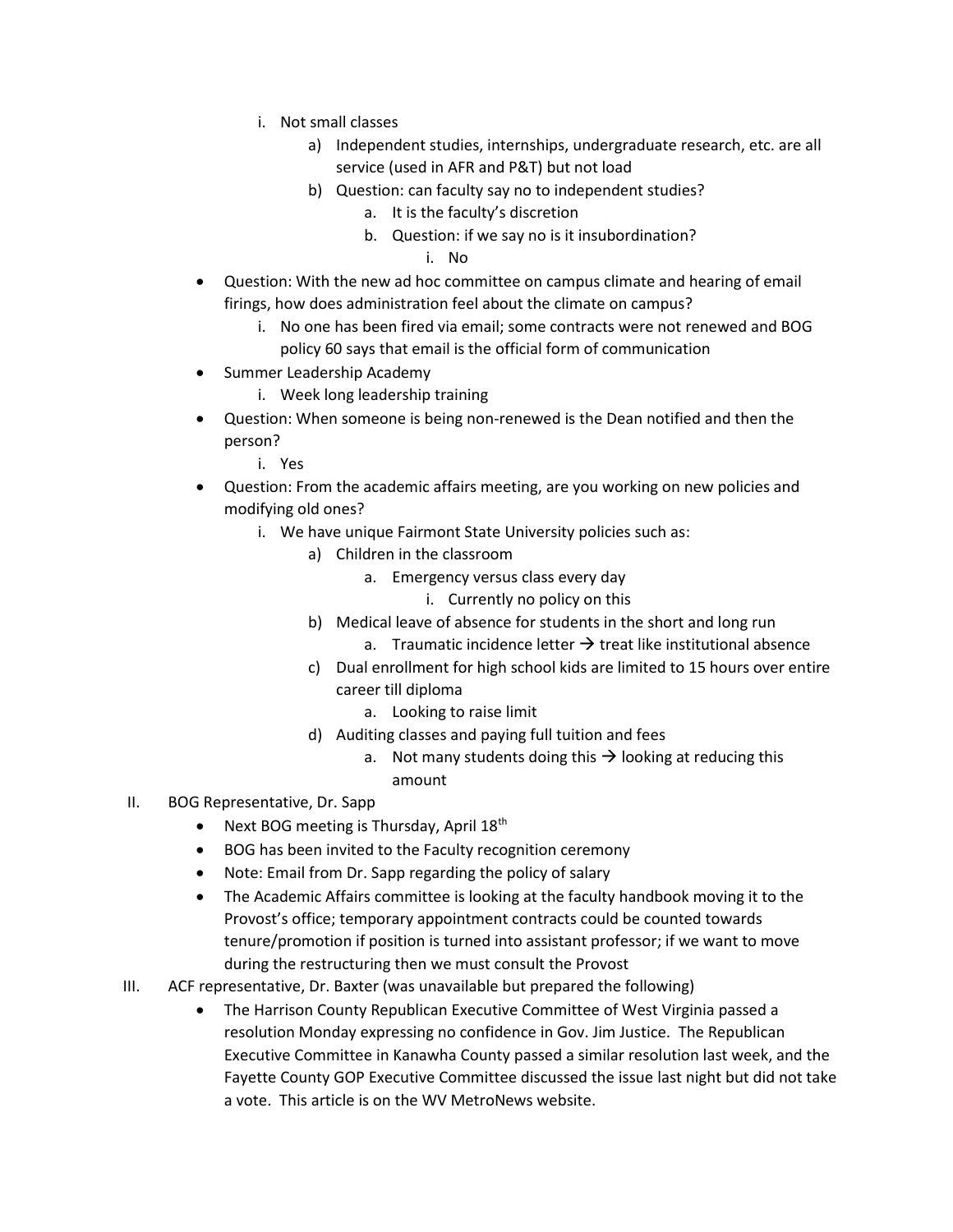i. Not small classes
            a) Independent studies, internships, undergraduate research, etc. are all service (used in AFR and P&T) but not load
            b) Question: can faculty say no to independent studies?
                a. It is the faculty's discretion
                b. Question: if we say no is it insubordination?
                    i. No

- Question: With the new ad hoc committee on campus climate and hearing of email firings, how does administration feel about the climate on campus?
    i. No one has been fired via email; some contracts were not renewed and BOG policy 60 says that email is the official form of communication
- Summer Leadership Academy
    i. Week long leadership training
- Question: When someone is being non-renewed is the Dean notified and then the person?
    i. Yes
- Question: From the academic affairs meeting, are you working on new policies and modifying old ones?
    i. We have unique Fairmont State University policies such as:
        a) Children in the classroom
            a. Emergency versus class every day
                i. Currently no policy on this
        b) Medical leave of absence for students in the short and long run
            a. Traumatic incidence letter → treat like institutional absence
        c) Dual enrollment for high school kids are limited to 15 hours over entire career till diploma
            a. Looking to raise limit
        d) Auditing classes and paying full tuition and fees
            a. Not many students doing this → looking at reducing this amount

II. BOG Representative, Dr. Sapp
- Next BOG meeting is Thursday, April 18th
- BOG has been invited to the Faculty recognition ceremony
- Note: Email from Dr. Sapp regarding the policy of salary
- The Academic Affairs committee is looking at the faculty handbook moving it to the Provost's office; temporary appointment contracts could be counted towards tenure/promotion if position is turned into assistant professor; if we want to move during the restructuring then we must consult the Provost

III. ACF representative, Dr. Baxter (was unavailable but prepared the following)
- The Harrison County Republican Executive Committee of West Virginia passed a resolution Monday expressing no confidence in Gov. Jim Justice. The Republican Executive Committee in Kanawha County passed a similar resolution last week, and the Fayette County GOP Executive Committee discussed the issue last night but did not take a vote. This article is on the WV MetroNews website.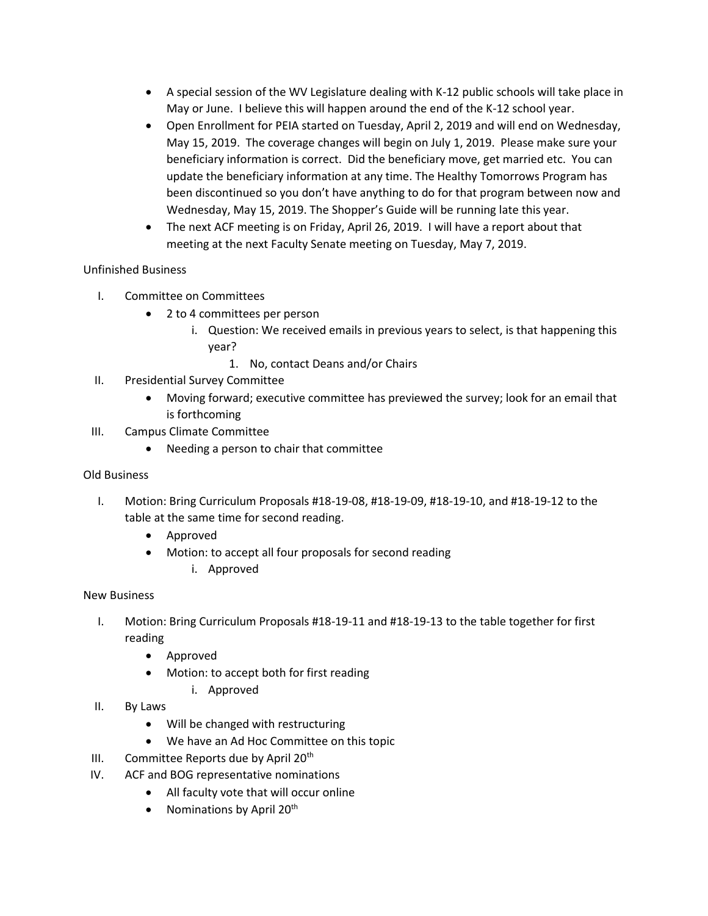- A special session of the WV Legislature dealing with K-12 public schools will take place in May or June. I believe this will happen around the end of the K-12 school year.
- Open Enrollment for PEIA started on Tuesday, April 2, 2019 and will end on Wednesday, May 15, 2019. The coverage changes will begin on July 1, 2019. Please make sure your beneficiary information is correct. Did the beneficiary move, get married etc. You can update the beneficiary information at any time. The Healthy Tomorrows Program has been discontinued so you don't have anything to do for that program between now and Wednesday, May 15, 2019. The Shopper's Guide will be running late this year.
- The next ACF meeting is on Friday, April 26, 2019. I will have a report about that meeting at the next Faculty Senate meeting on Tuesday, May 7, 2019.

Unfinished Business

I. Committee on Committees
   - 2 to 4 committees per person
     i. Question: We received emails in previous years to select, is that happening this year?
        1. No, contact Deans and/or Chairs

II. Presidential Survey Committee
   - Moving forward; executive committee has previewed the survey; look for an email that is forthcoming

III. Campus Climate Committee
   - Needing a person to chair that committee

Old Business

I. Motion: Bring Curriculum Proposals #18-19-08, #18-19-09, #18-19-10, and #18-19-12 to the table at the same time for second reading.
   - Approved
   - Motion: to accept all four proposals for second reading
     i. Approved

New Business

I. Motion: Bring Curriculum Proposals #18-19-11 and #18-19-13 to the table together for first reading
   - Approved
   - Motion: to accept both for first reading
     i. Approved

II. By Laws
   - Will be changed with restructuring
   - We have an Ad Hoc Committee on this topic

III. Committee Reports due by April 20th

IV. ACF and BOG representative nominations
   - All faculty vote that will occur online
   - Nominations by April 20th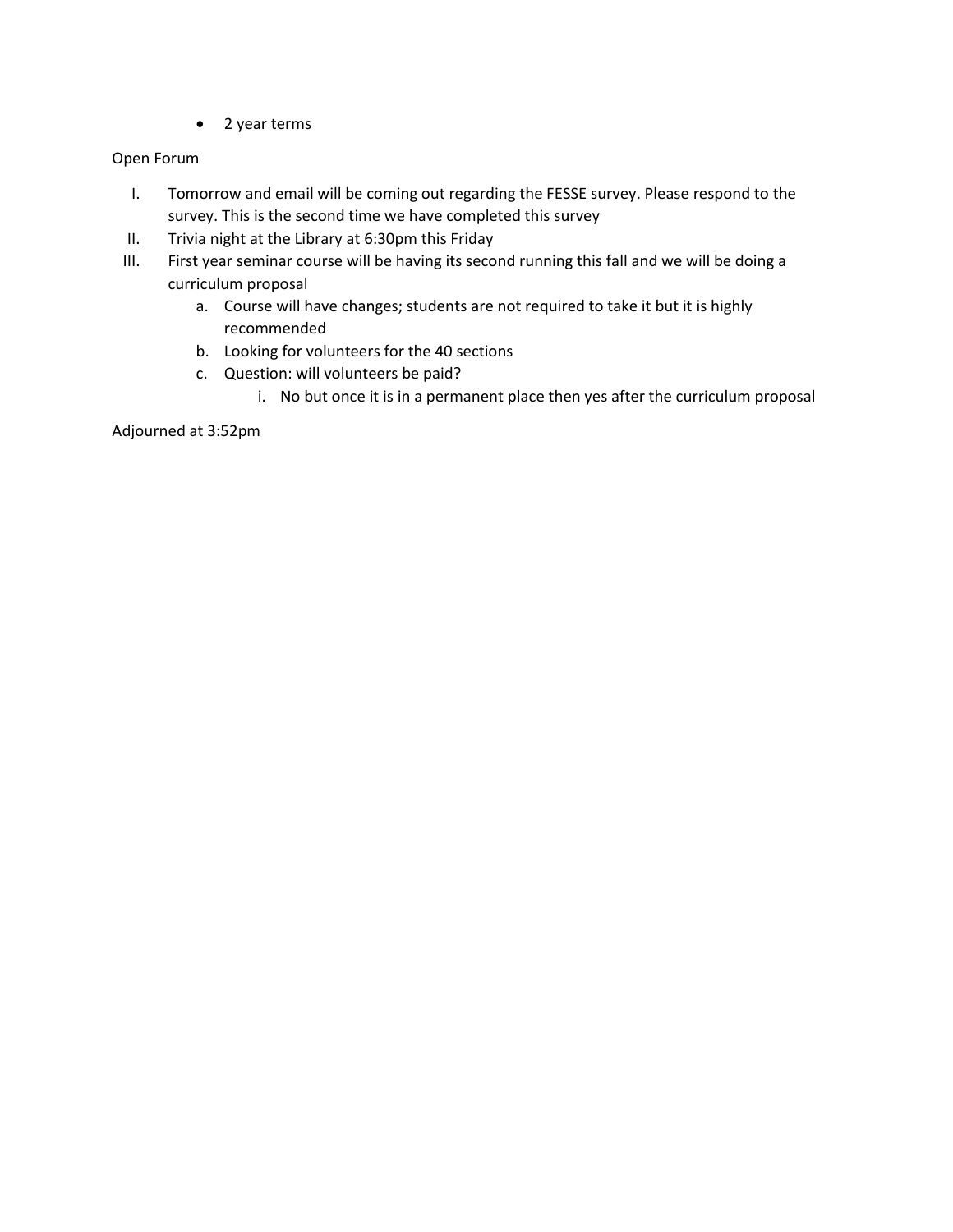- 2 year terms

Open Forum

I. Tomorrow and email will be coming out regarding the FESSE survey. Please respond to the survey. This is the second time we have completed this survey
II. Trivia night at the Library at 6:30pm this Friday
III. First year seminar course will be having its second running this fall and we will be doing a curriculum proposal
    a. Course will have changes; students are not required to take it but it is highly recommended
    b. Looking for volunteers for the 40 sections
    c. Question: will volunteers be paid?
        i. No but once it is in a permanent place then yes after the curriculum proposal

Adjourned at 3:52pm